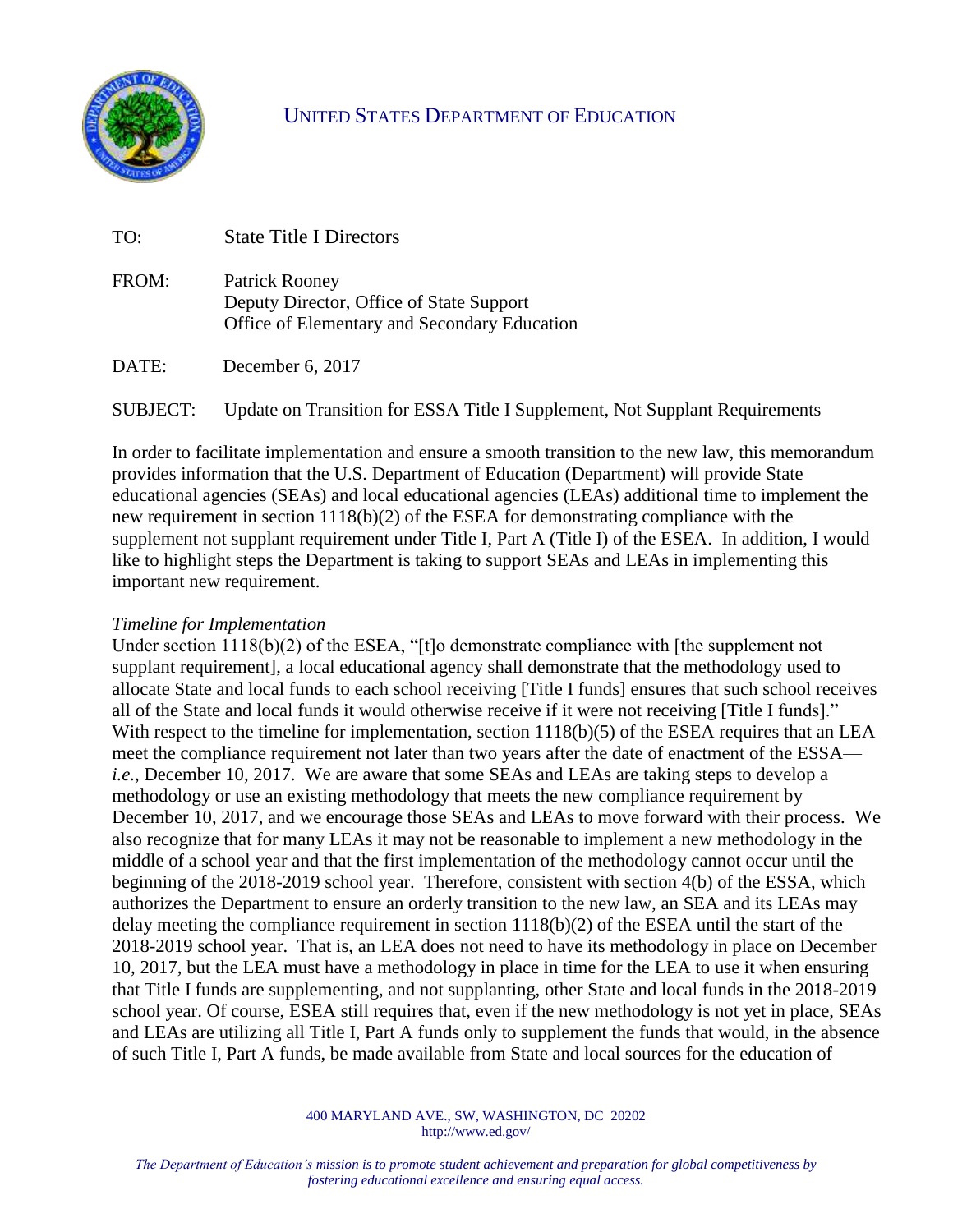# UNITED STATES DEPARTMENT OF EDUCATION

TO: State Title I Directors

FROM: Patrick Rooney
Deputy Director, Office of State Support
Office of Elementary and Secondary Education

DATE: December 6, 2017

SUBJECT: Update on Transition for ESSA Title I Supplement, Not Supplant Requirements

In order to facilitate implementation and ensure a smooth transition to the new law, this memorandum provides information that the U.S. Department of Education (Department) will provide State educational agencies (SEAs) and local educational agencies (LEAs) additional time to implement the new requirement in section 1118(b)(2) of the ESEA for demonstrating compliance with the supplement not supplant requirement under Title I, Part A (Title I) of the ESEA. In addition, I would like to highlight steps the Department is taking to support SEAs and LEAs in implementing this important new requirement.

*Timeline for Implementation*

Under section 1118(b)(2) of the ESEA, "[t]o demonstrate compliance with [the supplement not supplant requirement], a local educational agency shall demonstrate that the methodology used to allocate State and local funds to each school receiving [Title I funds] ensures that such school receives all of the State and local funds it would otherwise receive if it were not receiving [Title I funds]." With respect to the timeline for implementation, section 1118(b)(5) of the ESEA requires that an LEA meet the compliance requirement not later than two years after the date of enactment of the ESSA—*i.e.*, December 10, 2017. We are aware that some SEAs and LEAs are taking steps to develop a methodology or use an existing methodology that meets the new compliance requirement by December 10, 2017, and we encourage those SEAs and LEAs to move forward with their process. We also recognize that for many LEAs it may not be reasonable to implement a new methodology in the middle of a school year and that the first implementation of the methodology cannot occur until the beginning of the 2018-2019 school year. Therefore, consistent with section 4(b) of the ESSA, which authorizes the Department to ensure an orderly transition to the new law, an SEA and its LEAs may delay meeting the compliance requirement in section 1118(b)(2) of the ESEA until the start of the 2018-2019 school year. That is, an LEA does not need to have its methodology in place on December 10, 2017, but the LEA must have a methodology in place in time for the LEA to use it when ensuring that Title I funds are supplementing, and not supplanting, other State and local funds in the 2018-2019 school year. Of course, ESEA still requires that, even if the new methodology is not yet in place, SEAs and LEAs are utilizing all Title I, Part A funds only to supplement the funds that would, in the absence of such Title I, Part A funds, be made available from State and local sources for the education of

400 MARYLAND AVE., SW, WASHINGTON, DC 20202
http://www.ed.gov/

*The Department of Education's mission is to promote student achievement and preparation for global competitiveness by fostering educational excellence and ensuring equal access.*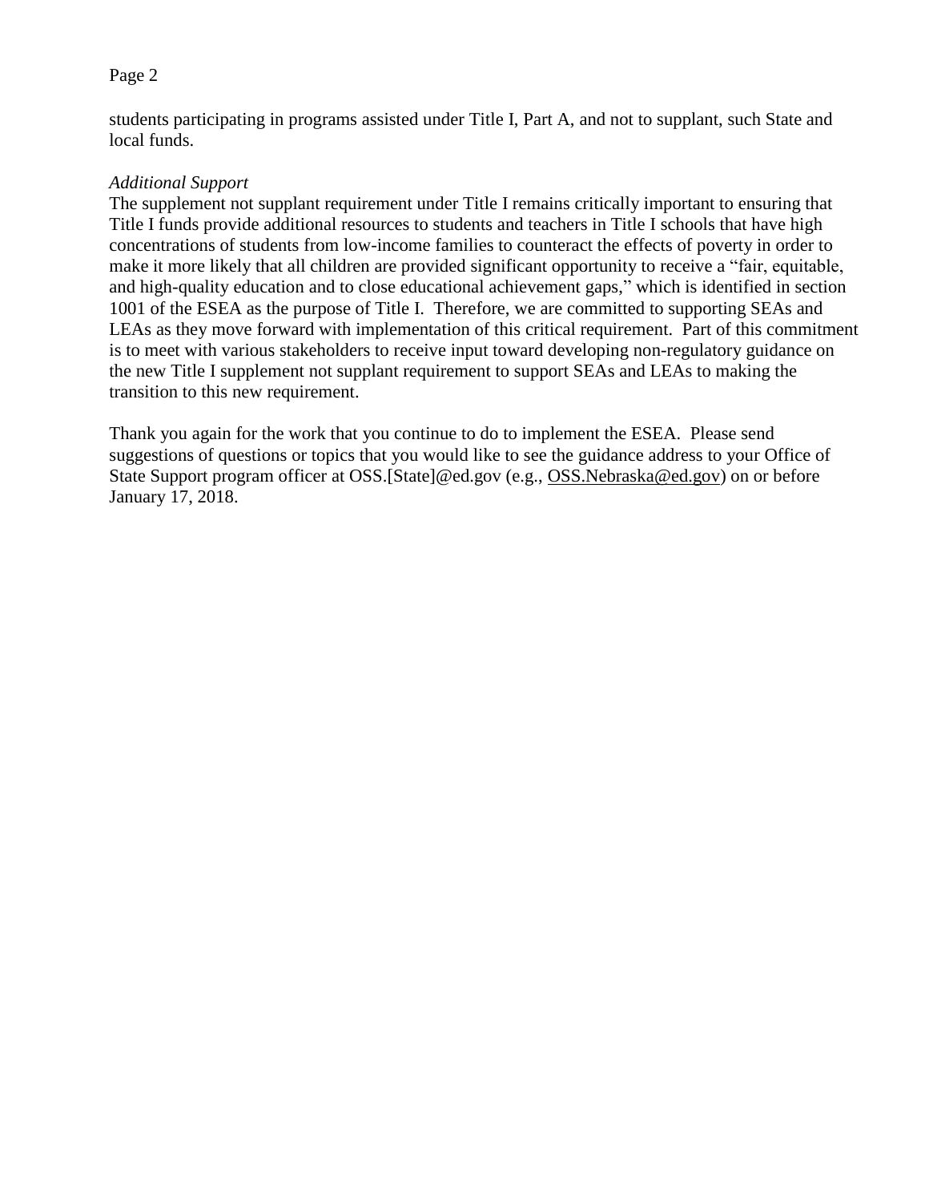students participating in programs assisted under Title I, Part A, and not to supplant, such State and local funds.

*Additional Support*

The supplement not supplant requirement under Title I remains critically important to ensuring that Title I funds provide additional resources to students and teachers in Title I schools that have high concentrations of students from low-income families to counteract the effects of poverty in order to make it more likely that all children are provided significant opportunity to receive a "fair, equitable, and high-quality education and to close educational achievement gaps," which is identified in section 1001 of the ESEA as the purpose of Title I. Therefore, we are committed to supporting SEAs and LEAs as they move forward with implementation of this critical requirement. Part of this commitment is to meet with various stakeholders to receive input toward developing non-regulatory guidance on the new Title I supplement not supplant requirement to support SEAs and LEAs to making the transition to this new requirement.

Thank you again for the work that you continue to do to implement the ESEA. Please send suggestions of questions or topics that you would like to see the guidance address to your Office of State Support program officer at OSS.[State]@ed.gov (e.g., OSS.Nebraska@ed.gov) on or before January 17, 2018.